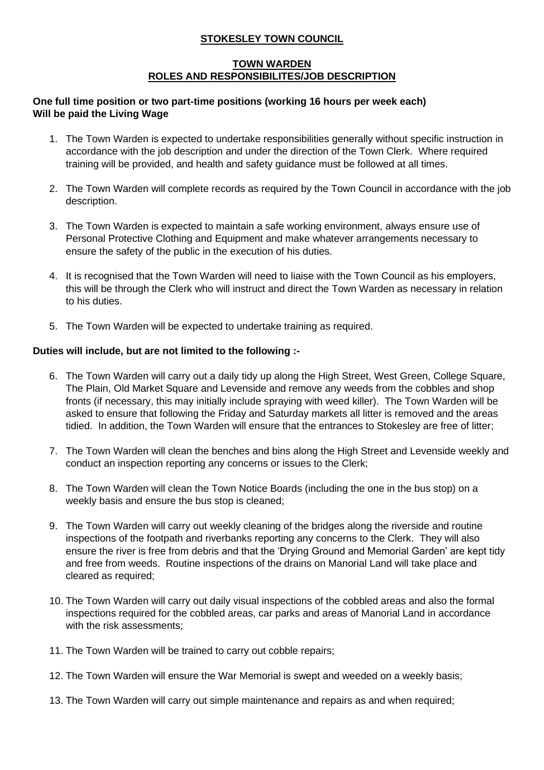# STOKESLEY TOWN COUNCIL

## TOWN WARDEN
## ROLES AND RESPONSIBILITES/JOB DESCRIPTION

**One full time position or two part-time positions (working 16 hours per week each)**
**Will be paid the Living Wage**

1. The Town Warden is expected to undertake responsibilities generally without specific instruction in accordance with the job description and under the direction of the Town Clerk. Where required training will be provided, and health and safety guidance must be followed at all times.

2. The Town Warden will complete records as required by the Town Council in accordance with the job description.

3. The Town Warden is expected to maintain a safe working environment, always ensure use of Personal Protective Clothing and Equipment and make whatever arrangements necessary to ensure the safety of the public in the execution of his duties.

4. It is recognised that the Town Warden will need to liaise with the Town Council as his employers, this will be through the Clerk who will instruct and direct the Town Warden as necessary in relation to his duties.

5. The Town Warden will be expected to undertake training as required.

**Duties will include, but are not limited to the following :-**

6. The Town Warden will carry out a daily tidy up along the High Street, West Green, College Square, The Plain, Old Market Square and Levenside and remove any weeds from the cobbles and shop fronts (if necessary, this may initially include spraying with weed killer). The Town Warden will be asked to ensure that following the Friday and Saturday markets all litter is removed and the areas tidied. In addition, the Town Warden will ensure that the entrances to Stokesley are free of litter;

7. The Town Warden will clean the benches and bins along the High Street and Levenside weekly and conduct an inspection reporting any concerns or issues to the Clerk;

8. The Town Warden will clean the Town Notice Boards (including the one in the bus stop) on a weekly basis and ensure the bus stop is cleaned;

9. The Town Warden will carry out weekly cleaning of the bridges along the riverside and routine inspections of the footpath and riverbanks reporting any concerns to the Clerk. They will also ensure the river is free from debris and that the 'Drying Ground and Memorial Garden' are kept tidy and free from weeds. Routine inspections of the drains on Manorial Land will take place and cleared as required;

10. The Town Warden will carry out daily visual inspections of the cobbled areas and also the formal inspections required for the cobbled areas, car parks and areas of Manorial Land in accordance with the risk assessments;

11. The Town Warden will be trained to carry out cobble repairs;

12. The Town Warden will ensure the War Memorial is swept and weeded on a weekly basis;

13. The Town Warden will carry out simple maintenance and repairs as and when required;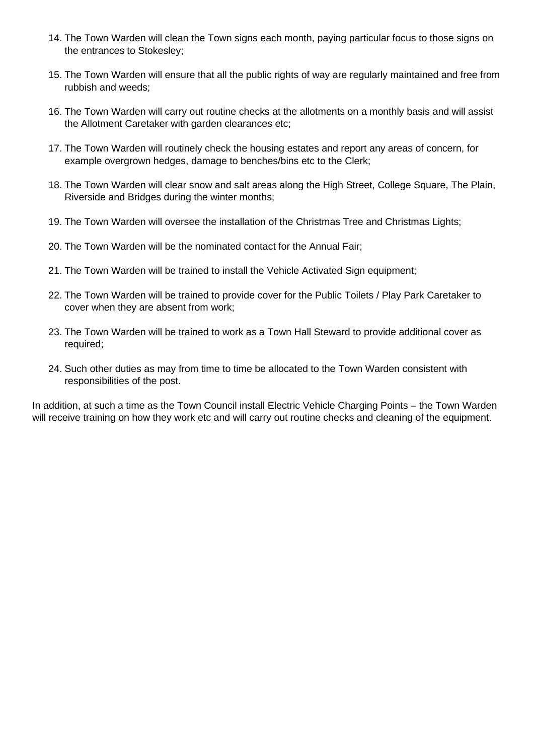14. The Town Warden will clean the Town signs each month, paying particular focus to those signs on the entrances to Stokesley;

15. The Town Warden will ensure that all the public rights of way are regularly maintained and free from rubbish and weeds;

16. The Town Warden will carry out routine checks at the allotments on a monthly basis and will assist the Allotment Caretaker with garden clearances etc;

17. The Town Warden will routinely check the housing estates and report any areas of concern, for example overgrown hedges, damage to benches/bins etc to the Clerk;

18. The Town Warden will clear snow and salt areas along the High Street, College Square, The Plain, Riverside and Bridges during the winter months;

19. The Town Warden will oversee the installation of the Christmas Tree and Christmas Lights;

20. The Town Warden will be the nominated contact for the Annual Fair;

21. The Town Warden will be trained to install the Vehicle Activated Sign equipment;

22. The Town Warden will be trained to provide cover for the Public Toilets / Play Park Caretaker to cover when they are absent from work;

23. The Town Warden will be trained to work as a Town Hall Steward to provide additional cover as required;

24. Such other duties as may from time to time be allocated to the Town Warden consistent with responsibilities of the post.

In addition, at such a time as the Town Council install Electric Vehicle Charging Points – the Town Warden will receive training on how they work etc and will carry out routine checks and cleaning of the equipment.